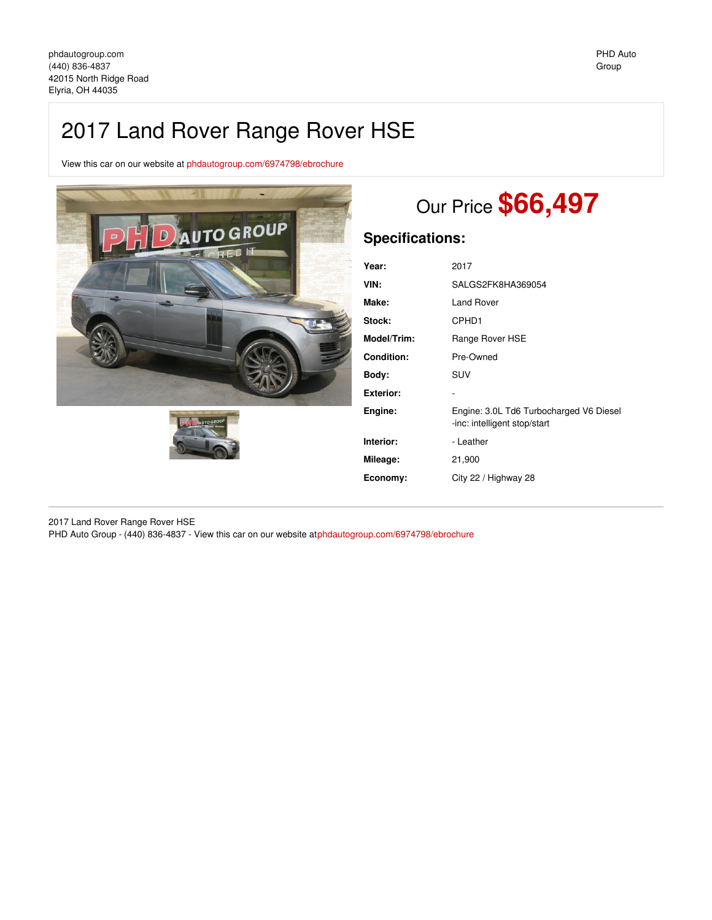phdautogroup.com
(440) 836-4837
42015 North Ridge Road
Elyria, OH 44035

PHD Auto Group

# 2017 Land Rover Range Rover HSE

View this car on our website at phdautogroup.com/6974798/ebrochure

## Our Price $66,497

### Specifications:

| | |
|---|---|
| **Year:** | 2017 |
| **VIN:** | SALGS2FK8HA369054 |
| **Make:** | Land Rover |
| **Stock:** | CPHD1 |
| **Model/Trim:** | Range Rover HSE |
| **Condition:** | Pre-Owned |
| **Body:** | SUV |
| **Exterior:** | - |
| **Engine:** | Engine: 3.0L Td6 Turbocharged V6 Diesel -inc: intelligent stop/start |
| **Interior:** | - Leather |
| **Mileage:** | 21,900 |
| **Economy:** | City 22 / Highway 28 |

2017 Land Rover Range Rover HSE
PHD Auto Group - (440) 836-4837 - View this car on our website at phdautogroup.com/6974798/ebrochure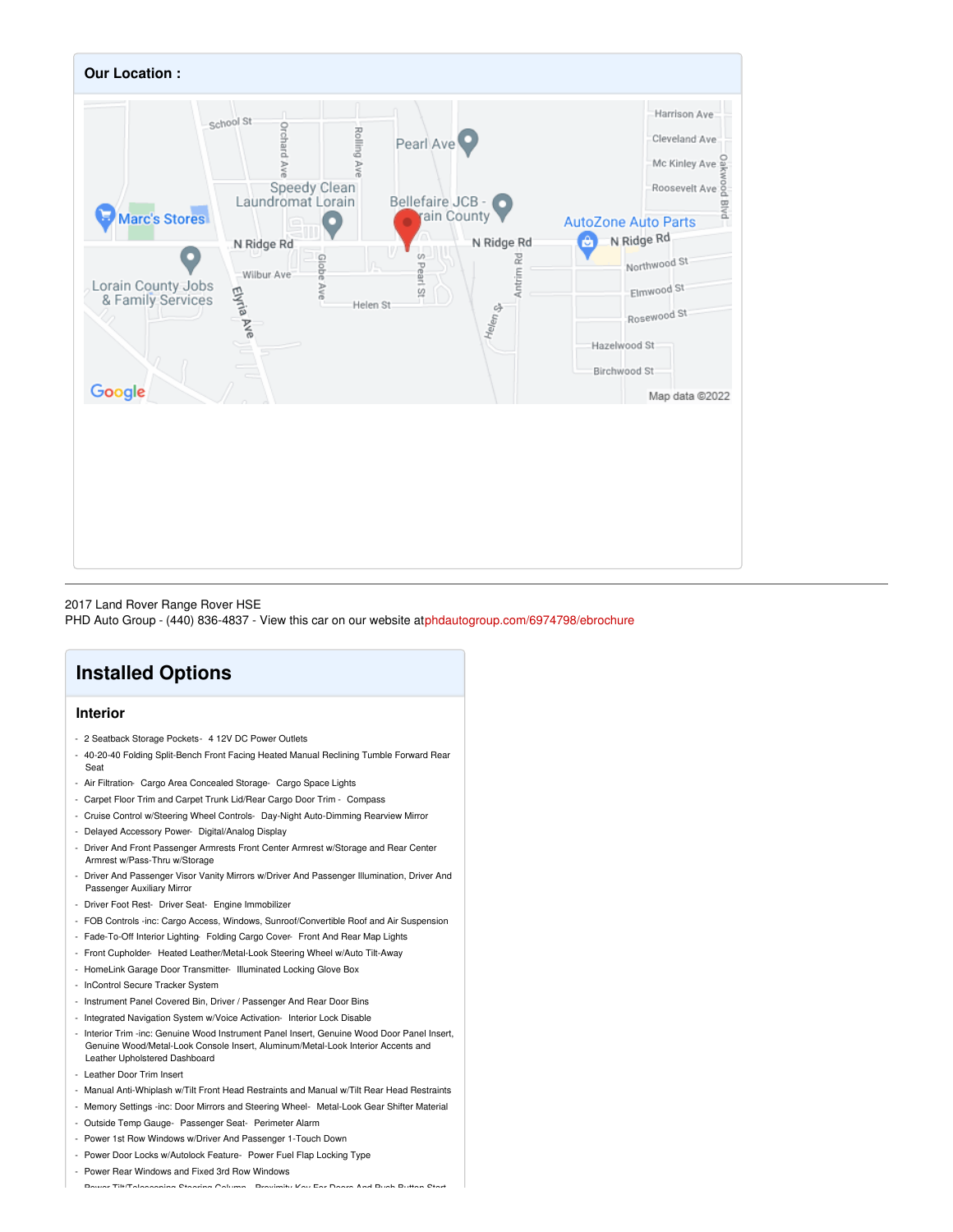**Our Location :**

2017 Land Rover Range Rover HSE
PHD Auto Group - (440) 836-4837 - View this car on our website at phdautogroup.com/6974798/ebrochure

## Installed Options

### Interior

- 2 Seatback Storage Pockets- 4 12V DC Power Outlets
- 40-20-40 Folding Split-Bench Front Facing Heated Manual Reclining Tumble Forward Rear Seat
- Air Filtration- Cargo Area Concealed Storage- Cargo Space Lights
- Carpet Floor Trim and Carpet Trunk Lid/Rear Cargo Door Trim - Compass
- Cruise Control w/Steering Wheel Controls- Day-Night Auto-Dimming Rearview Mirror
- Delayed Accessory Power- Digital/Analog Display
- Driver And Front Passenger Armrests Front Center Armrest w/Storage and Rear Center Armrest w/Pass-Thru w/Storage
- Driver And Passenger Visor Vanity Mirrors w/Driver And Passenger Illumination, Driver And Passenger Auxiliary Mirror
- Driver Foot Rest- Driver Seat- Engine Immobilizer
- FOB Controls -inc: Cargo Access, Windows, Sunroof/Convertible Roof and Air Suspension
- Fade-To-Off Interior Lighting- Folding Cargo Cover- Front And Rear Map Lights
- Front Cupholder- Heated Leather/Metal-Look Steering Wheel w/Auto Tilt-Away
- HomeLink Garage Door Transmitter- Illuminated Locking Glove Box
- InControl Secure Tracker System
- Instrument Panel Covered Bin, Driver / Passenger And Rear Door Bins
- Integrated Navigation System w/Voice Activation- Interior Lock Disable
- Interior Trim -inc: Genuine Wood Instrument Panel Insert, Genuine Wood Door Panel Insert, Genuine Wood/Metal-Look Console Insert, Aluminum/Metal-Look Interior Accents and Leather Upholstered Dashboard
- Leather Door Trim Insert
- Manual Anti-Whiplash w/Tilt Front Head Restraints and Manual w/Tilt Rear Head Restraints
- Memory Settings -inc: Door Mirrors and Steering Wheel- Metal-Look Gear Shifter Material
- Outside Temp Gauge- Passenger Seat- Perimeter Alarm
- Power 1st Row Windows w/Driver And Passenger 1-Touch Down
- Power Door Locks w/Autolock Feature- Power Fuel Flap Locking Type
- Power Rear Windows and Fixed 3rd Row Windows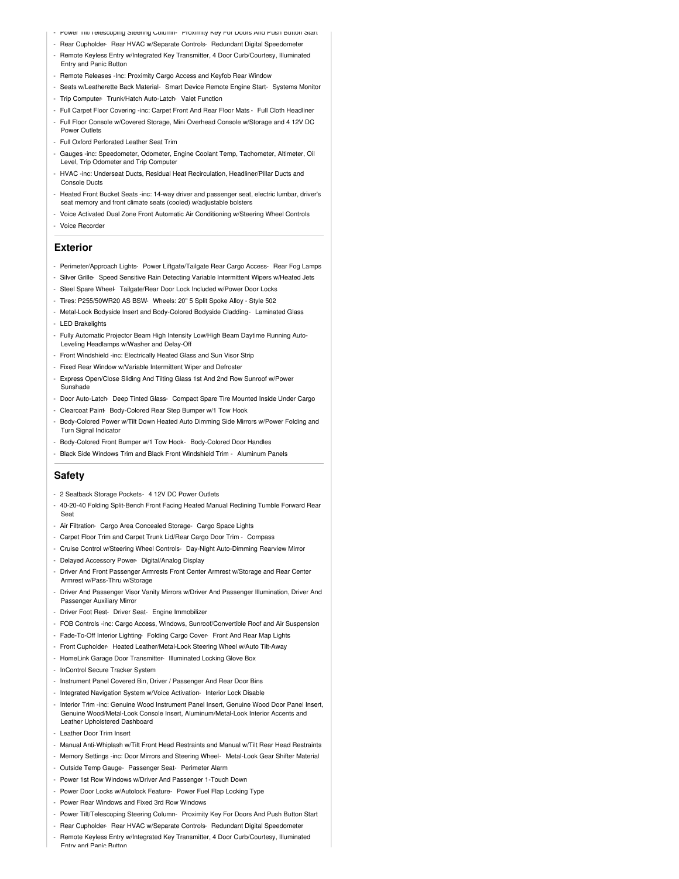- Power Tilt/Telescoping Steering Column- Proximity Key For Doors And Push Button Start
- Rear Cupholder- Rear HVAC w/Separate Controls- Redundant Digital Speedometer
- Remote Keyless Entry w/Integrated Key Transmitter, 4 Door Curb/Courtesy, Illuminated Entry and Panic Button
- Remote Releases -Inc: Proximity Cargo Access and Keyfob Rear Window
- Seats w/Leatherette Back Material- Smart Device Remote Engine Start- Systems Monitor
- Trip Computer- Trunk/Hatch Auto-Latch- Valet Function
- Full Carpet Floor Covering -inc: Carpet Front And Rear Floor Mats - Full Cloth Headliner
- Full Floor Console w/Covered Storage, Mini Overhead Console w/Storage and 4 12V DC Power Outlets
- Full Oxford Perforated Leather Seat Trim
- Gauges -inc: Speedometer, Odometer, Engine Coolant Temp, Tachometer, Altimeter, Oil Level, Trip Odometer and Trip Computer
- HVAC -inc: Underseat Ducts, Residual Heat Recirculation, Headliner/Pillar Ducts and Console Ducts
- Heated Front Bucket Seats -inc: 14-way driver and passenger seat, electric lumbar, driver's seat memory and front climate seats (cooled) w/adjustable bolsters
- Voice Activated Dual Zone Front Automatic Air Conditioning w/Steering Wheel Controls
- Voice Recorder

## Exterior

- Perimeter/Approach Lights- Power Liftgate/Tailgate Rear Cargo Access- Rear Fog Lamps
- Silver Grille- Speed Sensitive Rain Detecting Variable Intermittent Wipers w/Heated Jets
- Steel Spare Wheel- Tailgate/Rear Door Lock Included w/Power Door Locks
- Tires: P255/50WR20 AS BSW- Wheels: 20" 5 Split Spoke Alloy - Style 502
- Metal-Look Bodyside Insert and Body-Colored Bodyside Cladding- Laminated Glass
- LED Brakelights
- Fully Automatic Projector Beam High Intensity Low/High Beam Daytime Running Auto-Leveling Headlamps w/Washer and Delay-Off
- Front Windshield -inc: Electrically Heated Glass and Sun Visor Strip
- Fixed Rear Window w/Variable Intermittent Wiper and Defroster
- Express Open/Close Sliding And Tilting Glass 1st And 2nd Row Sunroof w/Power Sunshade
- Door Auto-Latch- Deep Tinted Glass- Compact Spare Tire Mounted Inside Under Cargo
- Clearcoat Paint- Body-Colored Rear Step Bumper w/1 Tow Hook
- Body-Colored Power w/Tilt Down Heated Auto Dimming Side Mirrors w/Power Folding and Turn Signal Indicator
- Body-Colored Front Bumper w/1 Tow Hook- Body-Colored Door Handles
- Black Side Windows Trim and Black Front Windshield Trim - Aluminum Panels

## Safety

- 2 Seatback Storage Pockets- 4 12V DC Power Outlets
- 40-20-40 Folding Split-Bench Front Facing Heated Manual Reclining Tumble Forward Rear Seat
- Air Filtration- Cargo Area Concealed Storage- Cargo Space Lights
- Carpet Floor Trim and Carpet Trunk Lid/Rear Cargo Door Trim - Compass
- Cruise Control w/Steering Wheel Controls- Day-Night Auto-Dimming Rearview Mirror
- Delayed Accessory Power- Digital/Analog Display
- Driver And Front Passenger Armrests Front Center Armrest w/Storage and Rear Center Armrest w/Pass-Thru w/Storage
- Driver And Passenger Visor Vanity Mirrors w/Driver And Passenger Illumination, Driver And Passenger Auxiliary Mirror
- Driver Foot Rest- Driver Seat- Engine Immobilizer
- FOB Controls -inc: Cargo Access, Windows, Sunroof/Convertible Roof and Air Suspension
- Fade-To-Off Interior Lighting- Folding Cargo Cover- Front And Rear Map Lights
- Front Cupholder- Heated Leather/Metal-Look Steering Wheel w/Auto Tilt-Away
- HomeLink Garage Door Transmitter- Illuminated Locking Glove Box
- InControl Secure Tracker System
- Instrument Panel Covered Bin, Driver / Passenger And Rear Door Bins
- Integrated Navigation System w/Voice Activation- Interior Lock Disable
- Interior Trim -inc: Genuine Wood Instrument Panel Insert, Genuine Wood Door Panel Insert, Genuine Wood/Metal-Look Console Insert, Aluminum/Metal-Look Interior Accents and Leather Upholstered Dashboard
- Leather Door Trim Insert
- Manual Anti-Whiplash w/Tilt Front Head Restraints and Manual w/Tilt Rear Head Restraints
- Memory Settings -inc: Door Mirrors and Steering Wheel- Metal-Look Gear Shifter Material
- Outside Temp Gauge- Passenger Seat- Perimeter Alarm
- Power 1st Row Windows w/Driver And Passenger 1-Touch Down
- Power Door Locks w/Autolock Feature- Power Fuel Flap Locking Type
- Power Rear Windows and Fixed 3rd Row Windows
- Power Tilt/Telescoping Steering Column- Proximity Key For Doors And Push Button Start
- Rear Cupholder- Rear HVAC w/Separate Controls- Redundant Digital Speedometer
- Remote Keyless Entry w/Integrated Key Transmitter, 4 Door Curb/Courtesy, Illuminated Entry and Panic Button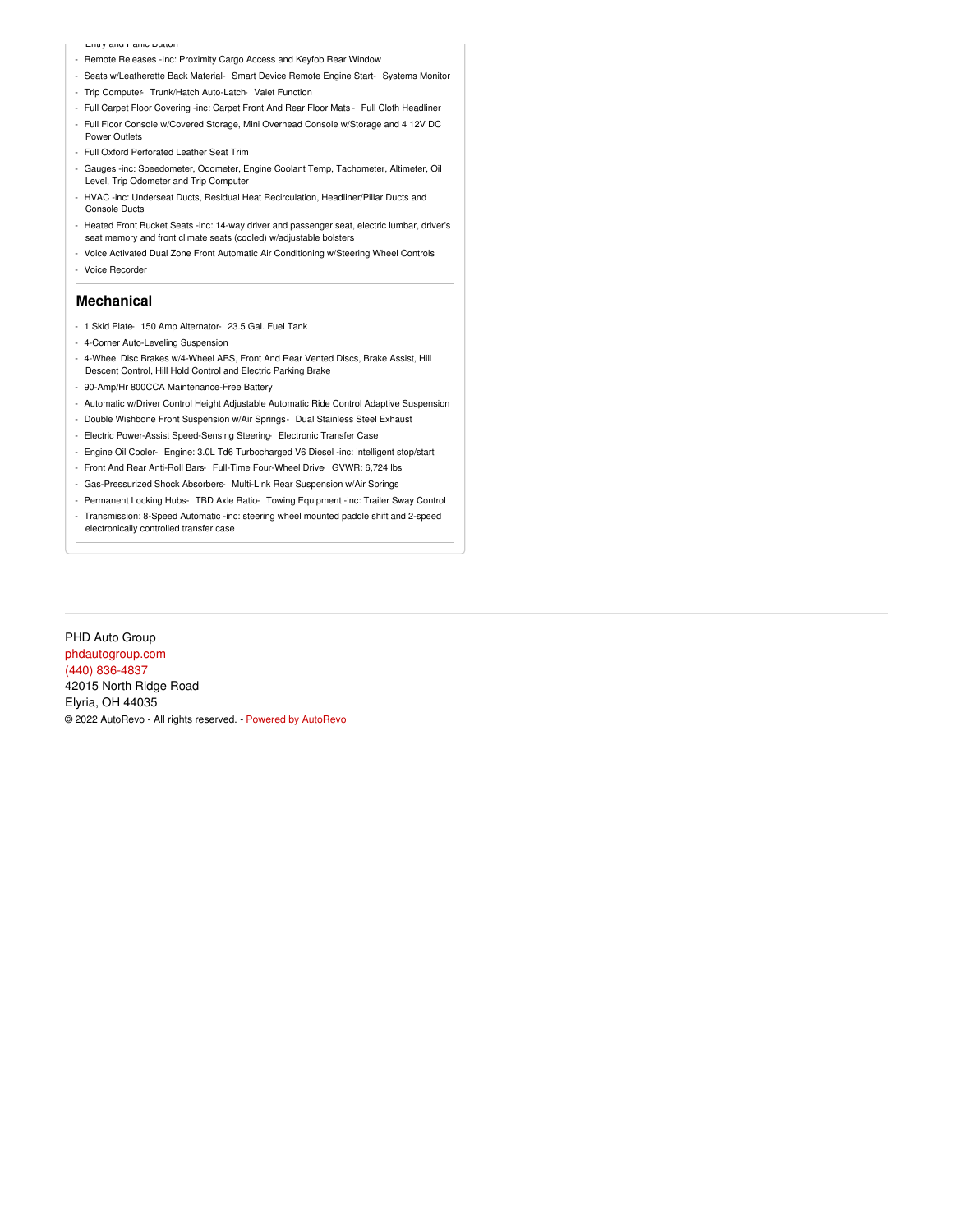Entry and Panic Button

- Remote Releases -Inc: Proximity Cargo Access and Keyfob Rear Window
- Seats w/Leatherette Back Material- Smart Device Remote Engine Start- Systems Monitor
- Trip Computer- Trunk/Hatch Auto-Latch- Valet Function
- Full Carpet Floor Covering -inc: Carpet Front And Rear Floor Mats - Full Cloth Headliner
- Full Floor Console w/Covered Storage, Mini Overhead Console w/Storage and 4 12V DC Power Outlets
- Full Oxford Perforated Leather Seat Trim
- Gauges -inc: Speedometer, Odometer, Engine Coolant Temp, Tachometer, Altimeter, Oil Level, Trip Odometer and Trip Computer
- HVAC -inc: Underseat Ducts, Residual Heat Recirculation, Headliner/Pillar Ducts and Console Ducts
- Heated Front Bucket Seats -inc: 14-way driver and passenger seat, electric lumbar, driver's seat memory and front climate seats (cooled) w/adjustable bolsters
- Voice Activated Dual Zone Front Automatic Air Conditioning w/Steering Wheel Controls
- Voice Recorder

## Mechanical

- 1 Skid Plate- 150 Amp Alternator- 23.5 Gal. Fuel Tank
- 4-Corner Auto-Leveling Suspension
- 4-Wheel Disc Brakes w/4-Wheel ABS, Front And Rear Vented Discs, Brake Assist, Hill Descent Control, Hill Hold Control and Electric Parking Brake
- 90-Amp/Hr 800CCA Maintenance-Free Battery
- Automatic w/Driver Control Height Adjustable Automatic Ride Control Adaptive Suspension
- Double Wishbone Front Suspension w/Air Springs- Dual Stainless Steel Exhaust
- Electric Power-Assist Speed-Sensing Steering- Electronic Transfer Case
- Engine Oil Cooler- Engine: 3.0L Td6 Turbocharged V6 Diesel -inc: intelligent stop/start
- Front And Rear Anti-Roll Bars- Full-Time Four-Wheel Drive- GVWR: 6,724 lbs
- Gas-Pressurized Shock Absorbers- Multi-Link Rear Suspension w/Air Springs
- Permanent Locking Hubs- TBD Axle Ratio- Towing Equipment -inc: Trailer Sway Control
- Transmission: 8-Speed Automatic -inc: steering wheel mounted paddle shift and 2-speed electronically controlled transfer case

---

PHD Auto Group
phdautogroup.com
(440) 836-4837
42015 North Ridge Road
Elyria, OH 44035
© 2022 AutoRevo - All rights reserved. - Powered by AutoRevo